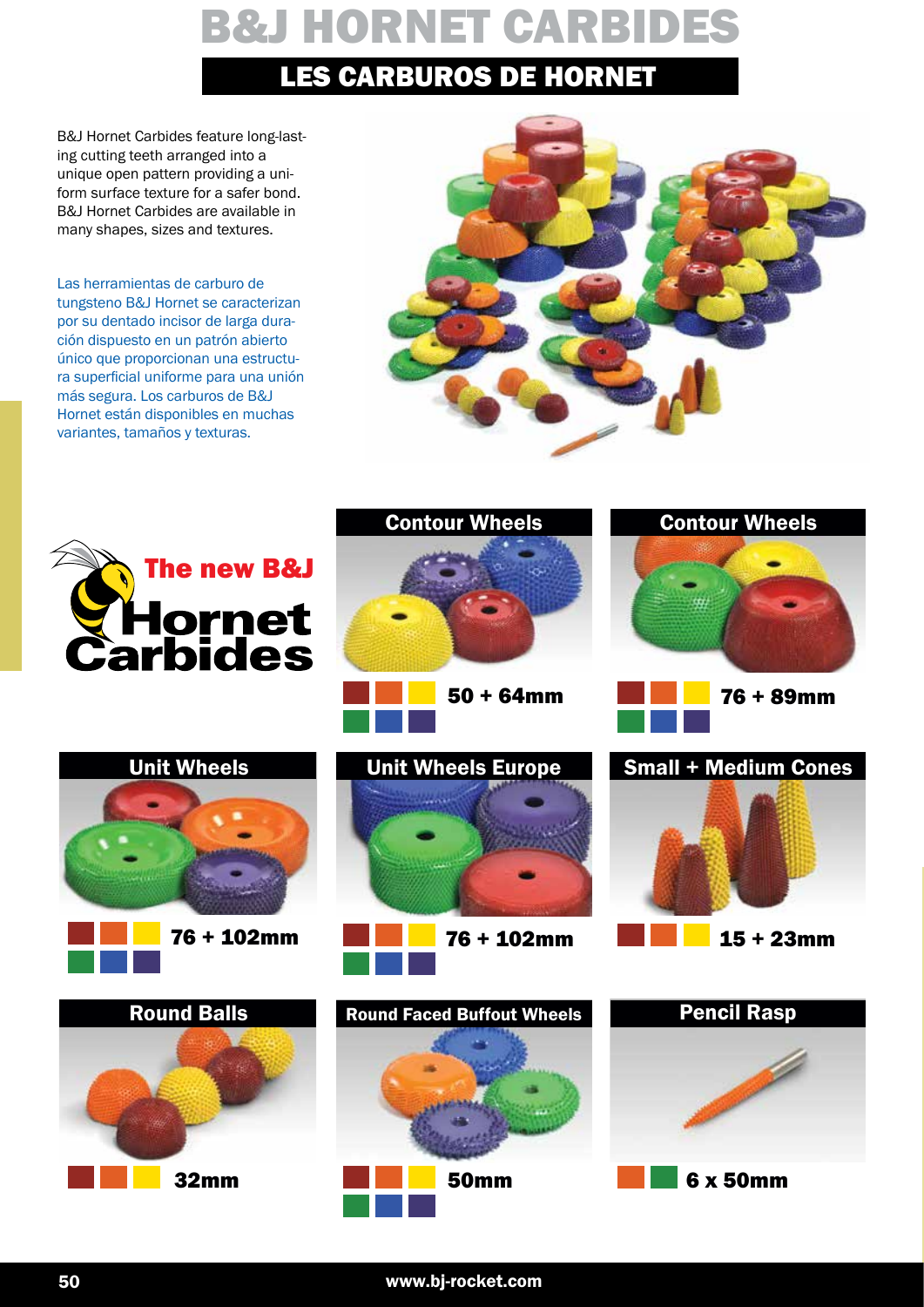# B&J HORNET CARBIDES

## LES CARBUROS DE HORNET

B&J Hornet Carbides feature long-lasting cutting teeth arranged into a unique open pattern providing a uniform surface texture for a safer bond. B&J Hornet Carbides are available in many shapes, sizes and textures.

Las herramientas de carburo de tungsteno B&J Hornet se caracterizan por su dentado incisor de larga duración dispuesto en un patrón abierto único que proporcionan una estructura superficial uniforme para una unión más segura. Los carburos de B&J Hornet están disponibles en muchas variantes, tamaños y texturas.

The new B&J Hornet Carbides

### Contour Wheels

50 + 64mm

### Contour Wheels

76 + 89mm

### Unit Wheels

76 + 102mm

### Unit Wheels Europe

76 + 102mm

### Small + Medium Cones

15 + 23mm

### Round Balls

32mm

### Round Faced Buffout Wheels

50mm

### Pencil Rasp

6 x 50mm

www.bj-rocket.com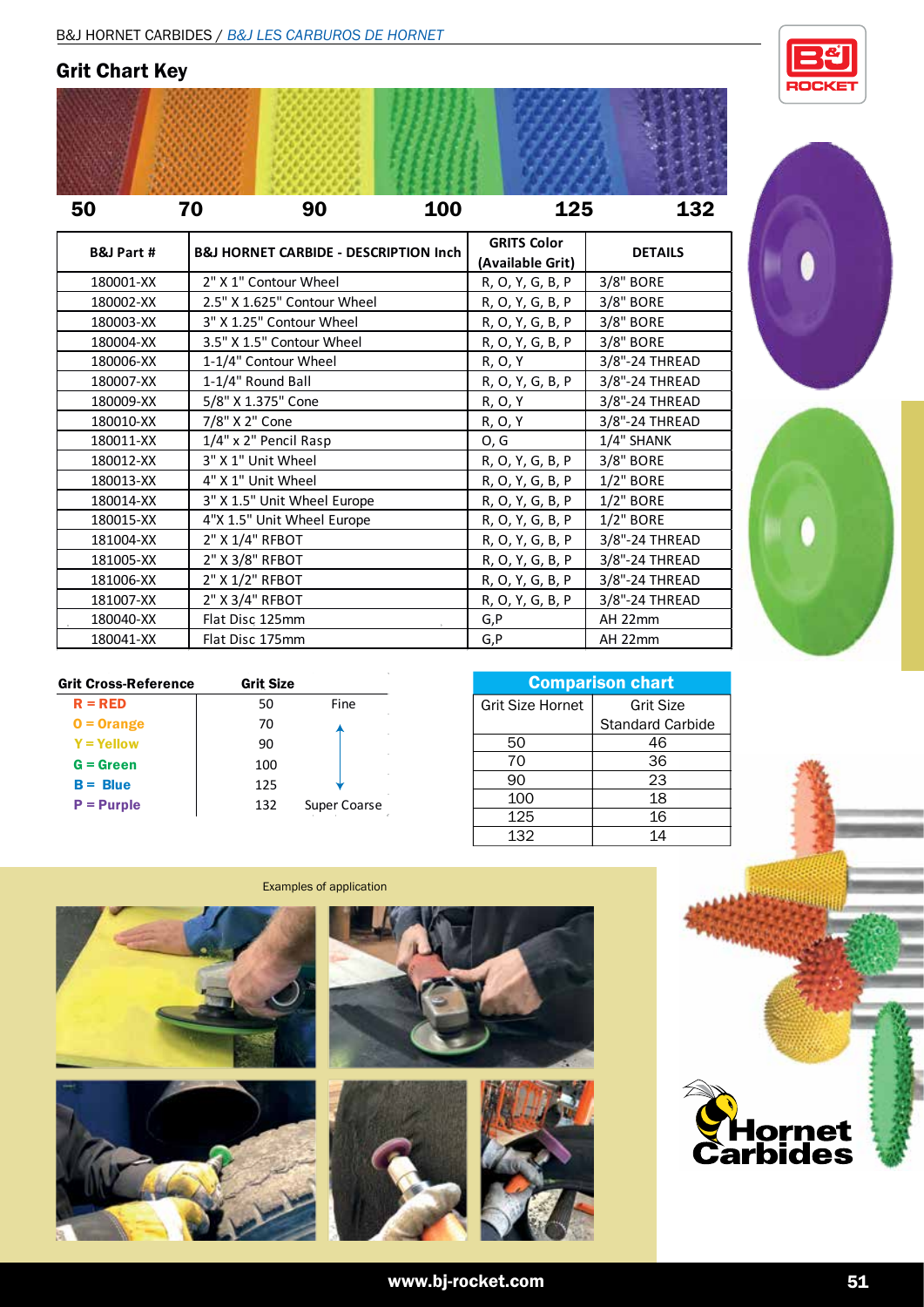B&J HORNET CARBIDES / *B&J LES CARBUROS DE HORNET*

## Grit Chart Key

50 70 90 100 125 132

| B&J Part # | B&J HORNET CARBIDE - DESCRIPTION Inch | GRITS Color (Available Grit) | DETAILS |
|---|---|---|---|
| 180001-XX | 2" X 1" Contour Wheel | R, O, Y, G, B, P | 3/8" BORE |
| 180002-XX | 2.5" X 1.625" Contour Wheel | R, O, Y, G, B, P | 3/8" BORE |
| 180003-XX | 3" X 1.25" Contour Wheel | R, O, Y, G, B, P | 3/8" BORE |
| 180004-XX | 3.5" X 1.5" Contour Wheel | R, O, Y, G, B, P | 3/8" BORE |
| 180006-XX | 1-1/4" Contour Wheel | R, O, Y | 3/8"-24 THREAD |
| 180007-XX | 1-1/4" Round Ball | R, O, Y, G, B, P | 3/8"-24 THREAD |
| 180009-XX | 5/8" X 1.375" Cone | R, O, Y | 3/8"-24 THREAD |
| 180010-XX | 7/8" X 2" Cone | R, O, Y | 3/8"-24 THREAD |
| 180011-XX | 1/4" x 2" Pencil Rasp | O, G | 1/4" SHANK |
| 180012-XX | 3" X 1" Unit Wheel | R, O, Y, G, B, P | 3/8" BORE |
| 180013-XX | 4" X 1" Unit Wheel | R, O, Y, G, B, P | 1/2" BORE |
| 180014-XX | 3" X 1.5" Unit Wheel Europe | R, O, Y, G, B, P | 1/2" BORE |
| 180015-XX | 4"X 1.5" Unit Wheel Europe | R, O, Y, G, B, P | 1/2" BORE |
| 181004-XX | 2" X 1/4" RFBOT | R, O, Y, G, B, P | 3/8"-24 THREAD |
| 181005-XX | 2" X 3/8" RFBOT | R, O, Y, G, B, P | 3/8"-24 THREAD |
| 181006-XX | 2" X 1/2" RFBOT | R, O, Y, G, B, P | 3/8"-24 THREAD |
| 181007-XX | 2" X 3/4" RFBOT | R, O, Y, G, B, P | 3/8"-24 THREAD |
| 180040-XX | Flat Disc 125mm | G,P | AH 22mm |
| 180041-XX | Flat Disc 175mm | G,P | AH 22mm |

| Grit Cross-Reference | Grit Size | |
|---|---|---|
| R = RED | 50 | Fine |
| O = Orange | 70 | |
| Y = Yellow | 90 | |
| G = Green | 100 | |
| B = Blue | 125 | |
| P = Purple | 132 | Super Coarse |

**Comparison chart**

| Grit Size Hornet | Grit Size Standard Carbide |
|---|---|
| 50 | 46 |
| 70 | 36 |
| 90 | 23 |
| 100 | 18 |
| 125 | 16 |
| 132 | 14 |

Examples of application

Hornet Carbides

www.bj-rocket.com